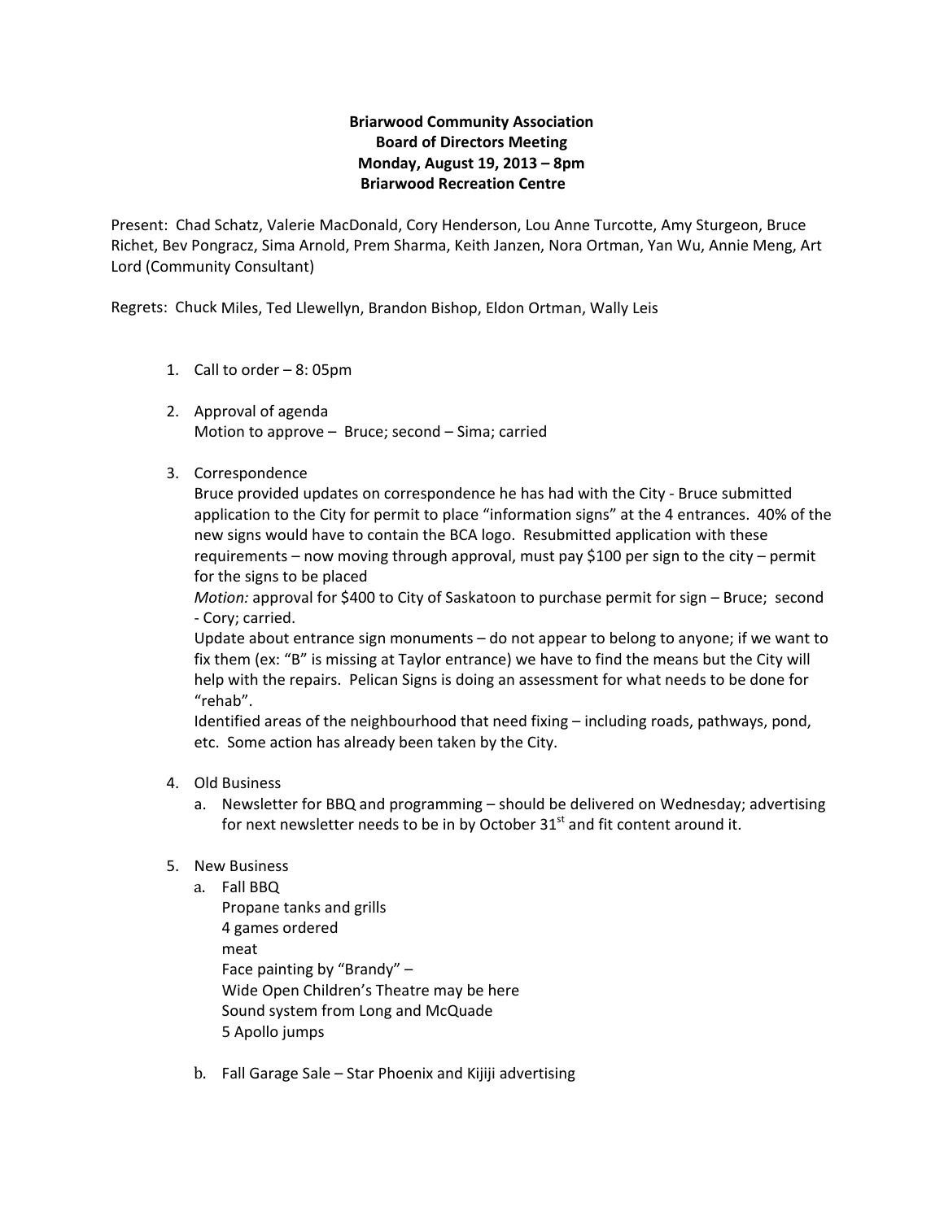**Briarwood Community Association**
**Board of Directors Meeting**
**Monday, August 19, 2013 – 8pm**
**Briarwood Recreation Centre**

Present: Chad Schatz, Valerie MacDonald, Cory Henderson, Lou Anne Turcotte, Amy Sturgeon, Bruce Richet, Bev Pongracz, Sima Arnold, Prem Sharma, Keith Janzen, Nora Ortman, Yan Wu, Annie Meng, Art Lord (Community Consultant)

Regrets: Chuck Miles, Ted Llewellyn, Brandon Bishop, Eldon Ortman, Wally Leis

1. Call to order – 8: 05pm

2. Approval of agenda
   Motion to approve – Bruce; second – Sima; carried

3. Correspondence
   Bruce provided updates on correspondence he has had with the City - Bruce submitted application to the City for permit to place "information signs" at the 4 entrances. 40% of the new signs would have to contain the BCA logo. Resubmitted application with these requirements – now moving through approval, must pay $100 per sign to the city – permit for the signs to be placed
   *Motion:* approval for $400 to City of Saskatoon to purchase permit for sign – Bruce; second - Cory; carried.
   Update about entrance sign monuments – do not appear to belong to anyone; if we want to fix them (ex: "B" is missing at Taylor entrance) we have to find the means but the City will help with the repairs. Pelican Signs is doing an assessment for what needs to be done for "rehab".
   Identified areas of the neighbourhood that need fixing – including roads, pathways, pond, etc. Some action has already been taken by the City.

4. Old Business
   a. Newsletter for BBQ and programming – should be delivered on Wednesday; advertising for next newsletter needs to be in by October 31st and fit content around it.

5. New Business
   a. Fall BBQ
      Propane tanks and grills
      4 games ordered
      meat
      Face painting by "Brandy" –
      Wide Open Children's Theatre may be here
      Sound system from Long and McQuade
      5 Apollo jumps

   b. Fall Garage Sale – Star Phoenix and Kijiji advertising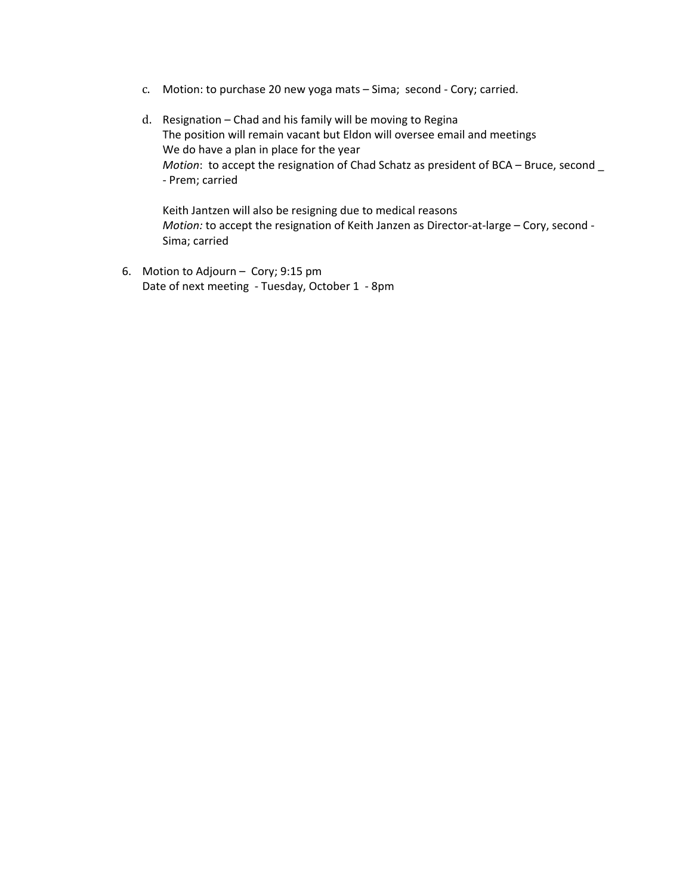c. Motion: to purchase 20 new yoga mats – Sima; second - Cory; carried.

d. Resignation – Chad and his family will be moving to Regina
   The position will remain vacant but Eldon will oversee email and meetings
   We do have a plan in place for the year
   *Motion*: to accept the resignation of Chad Schatz as president of BCA – Bruce, second _ - Prem; carried

   Keith Jantzen will also be resigning due to medical reasons
   *Motion:* to accept the resignation of Keith Janzen as Director-at-large – Cory, second - Sima; carried

6. Motion to Adjourn – Cory; 9:15 pm
   Date of next meeting - Tuesday, October 1 - 8pm